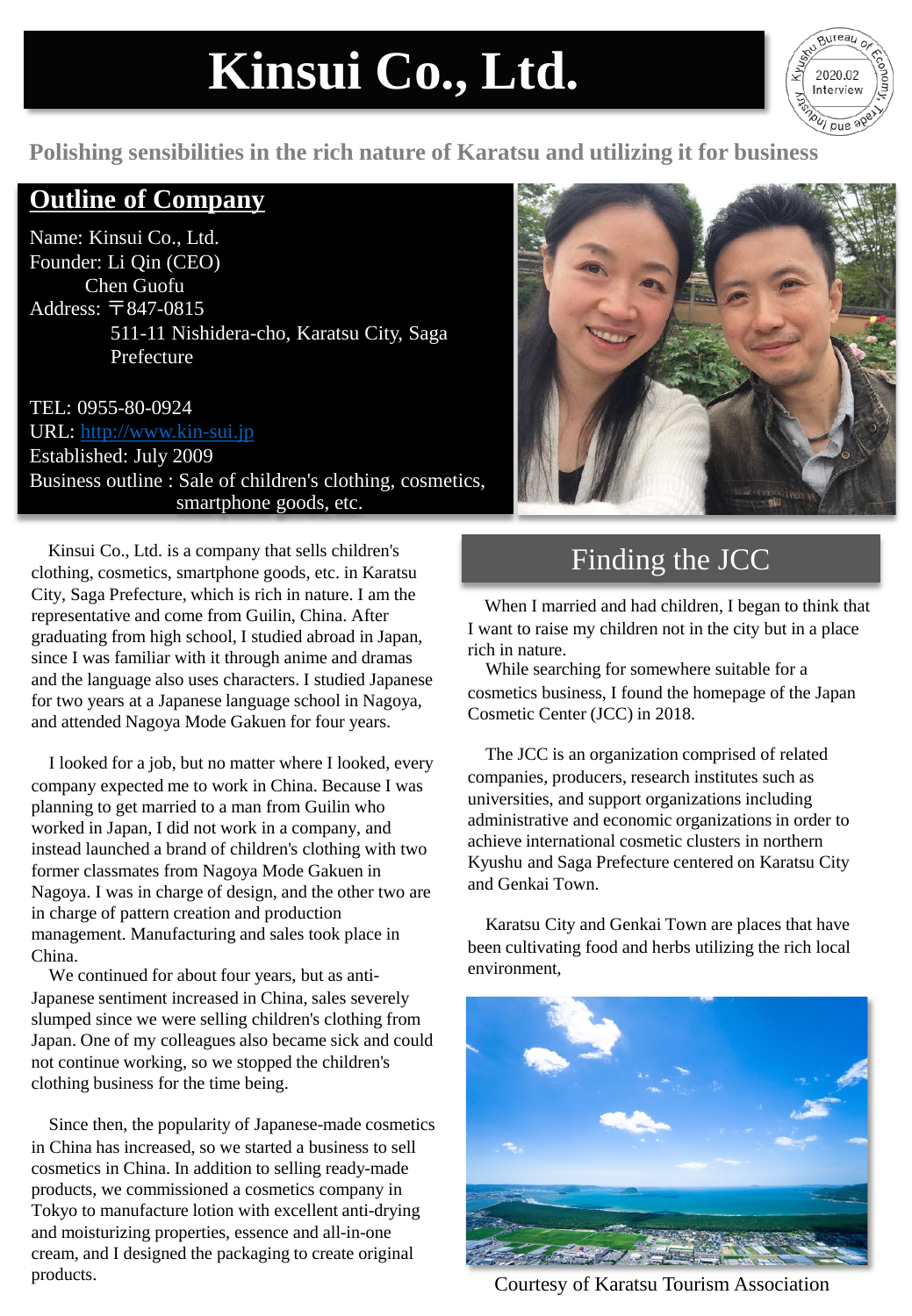# Kinsui Co., Ltd.

Kyushu Bureau of Economy, Trade and Industry 2020.02 Interview

**Polishing sensibilities in the rich nature of Karatsu and utilizing it for business**

## Outline of Company

Name: Kinsui Co., Ltd.
Founder: Li Qin (CEO)
Chen Guofu
Address: 〒847-0815
511-11 Nishidera-cho, Karatsu City, Saga Prefecture

TEL: 0955-80-0924
URL: http://www.kin-sui.jp
Established: July 2009
Business outline : Sale of children's clothing, cosmetics, smartphone goods, etc.

Kinsui Co., Ltd. is a company that sells children's clothing, cosmetics, smartphone goods, etc. in Karatsu City, Saga Prefecture, which is rich in nature. I am the representative and come from Guilin, China. After graduating from high school, I studied abroad in Japan, since I was familiar with it through anime and dramas and the language also uses characters. I studied Japanese for two years at a Japanese language school in Nagoya, and attended Nagoya Mode Gakuen for four years.

I looked for a job, but no matter where I looked, every company expected me to work in China. Because I was planning to get married to a man from Guilin who worked in Japan, I did not work in a company, and instead launched a brand of children's clothing with two former classmates from Nagoya Mode Gakuen in Nagoya. I was in charge of design, and the other two are in charge of pattern creation and production management. Manufacturing and sales took place in China.

We continued for about four years, but as anti-Japanese sentiment increased in China, sales severely slumped since we were selling children's clothing from Japan. One of my colleagues also became sick and could not continue working, so we stopped the children's clothing business for the time being.

Since then, the popularity of Japanese-made cosmetics in China has increased, so we started a business to sell cosmetics in China. In addition to selling ready-made products, we commissioned a cosmetics company in Tokyo to manufacture lotion with excellent anti-drying and moisturizing properties, essence and all-in-one cream, and I designed the packaging to create original products.

## Finding the JCC

When I married and had children, I began to think that I want to raise my children not in the city but in a place rich in nature.

While searching for somewhere suitable for a cosmetics business, I found the homepage of the Japan Cosmetic Center (JCC) in 2018.

The JCC is an organization comprised of related companies, producers, research institutes such as universities, and support organizations including administrative and economic organizations in order to achieve international cosmetic clusters in northern Kyushu and Saga Prefecture centered on Karatsu City and Genkai Town.

Karatsu City and Genkai Town are places that have been cultivating food and herbs utilizing the rich local environment,

Courtesy of Karatsu Tourism Association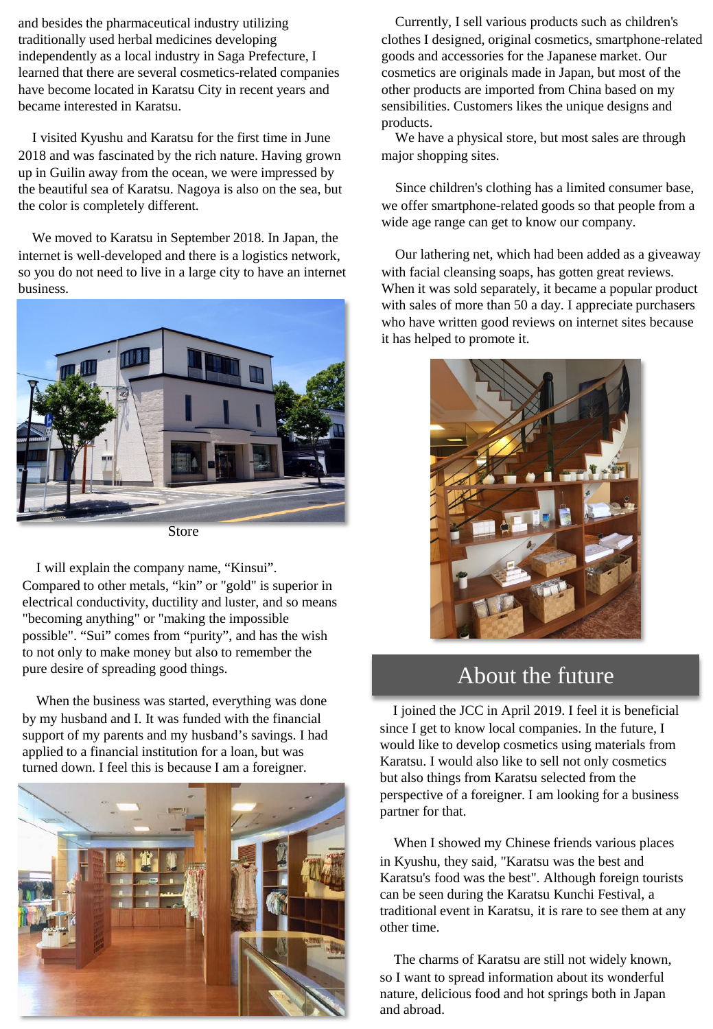and besides the pharmaceutical industry utilizing traditionally used herbal medicines developing independently as a local industry in Saga Prefecture, I learned that there are several cosmetics-related companies have become located in Karatsu City in recent years and became interested in Karatsu.

I visited Kyushu and Karatsu for the first time in June 2018 and was fascinated by the rich nature. Having grown up in Guilin away from the ocean, we were impressed by the beautiful sea of Karatsu. Nagoya is also on the sea, but the color is completely different.

We moved to Karatsu in September 2018. In Japan, the internet is well-developed and there is a logistics network, so you do not need to live in a large city to have an internet business.

Store

I will explain the company name, “Kinsui”. Compared to other metals, “kin” or "gold" is superior in electrical conductivity, ductility and luster, and so means "becoming anything" or "making the impossible possible". “Sui” comes from “purity”, and has the wish to not only to make money but also to remember the pure desire of spreading good things.

When the business was started, everything was done by my husband and I. It was funded with the financial support of my parents and my husband’s savings. I had applied to a financial institution for a loan, but was turned down. I feel this is because I am a foreigner.

Currently, I sell various products such as children's clothes I designed, original cosmetics, smartphone-related goods and accessories for the Japanese market. Our cosmetics are originals made in Japan, but most of the other products are imported from China based on my sensibilities. Customers likes the unique designs and products.

We have a physical store, but most sales are through major shopping sites.

Since children's clothing has a limited consumer base, we offer smartphone-related goods so that people from a wide age range can get to know our company.

Our lathering net, which had been added as a giveaway with facial cleansing soaps, has gotten great reviews. When it was sold separately, it became a popular product with sales of more than 50 a day. I appreciate purchasers who have written good reviews on internet sites because it has helped to promote it.

## About the future

I joined the JCC in April 2019. I feel it is beneficial since I get to know local companies. In the future, I would like to develop cosmetics using materials from Karatsu. I would also like to sell not only cosmetics but also things from Karatsu selected from the perspective of a foreigner. I am looking for a business partner for that.

When I showed my Chinese friends various places in Kyushu, they said, "Karatsu was the best and Karatsu's food was the best". Although foreign tourists can be seen during the Karatsu Kunchi Festival, a traditional event in Karatsu, it is rare to see them at any other time.

The charms of Karatsu are still not widely known, so I want to spread information about its wonderful nature, delicious food and hot springs both in Japan and abroad.